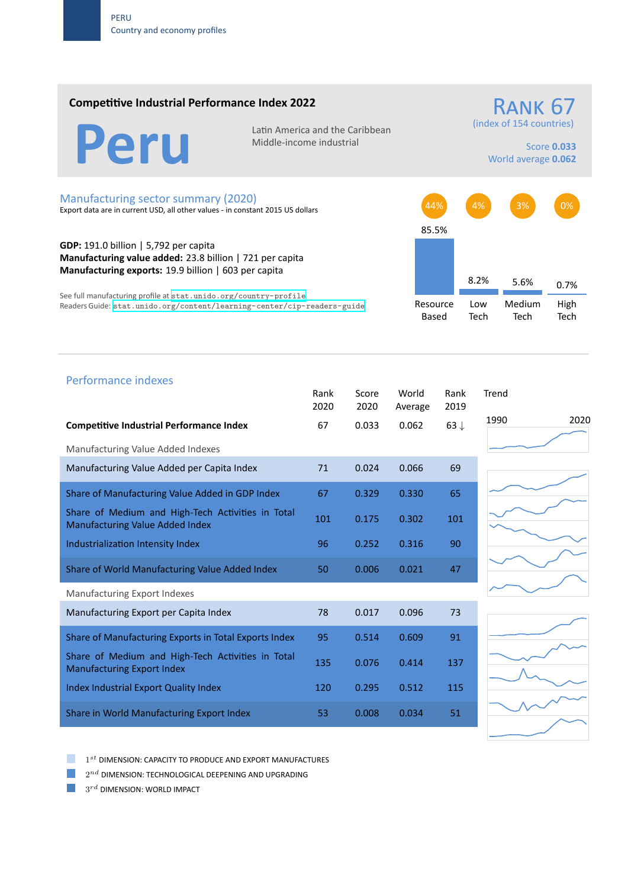PERU
Country and economy profiles

## Competitive Industrial Performance Index 2022

# Peru

Latin America and the Caribbean
Middle-income industrial

**RANK 67**
(index of 154 countries)

Score **0.033**
World average **0.062**

## Manufacturing sector summary (2020)

Export data are in current USD, all other values - in constant 2015 US dollars

**GDP:** 191.0 billion | 5,792 per capita
**Manufacturing value added:** 23.8 billion | 721 per capita
**Manufacturing exports:** 19.9 billion | 603 per capita

See full manufacturing profile at stat.unido.org/country-profile
Readers Guide: stat.unido.org/content/learning-center/cip-readers-guide

| | Resource Based | Low Tech | Medium Tech | High Tech |
|---|---|---|---|---|
| Share of exports | 44% | 4% | 3% | 0% |
| Share of MVA | 85.5% | 8.2% | 5.6% | 0.7% |

## Performance indexes

| | Rank 2020 | Score 2020 | World Average | Rank 2019 |
|---|---|---|---|---|
| **Competitive Industrial Performance Index** | 67 | 0.033 | 0.062 | 63 ↓ |
| Manufacturing Value Added Indexes | | | | |
| Manufacturing Value Added per Capita Index | 71 | 0.024 | 0.066 | 69 |
| Share of Manufacturing Value Added in GDP Index | 67 | 0.329 | 0.330 | 65 |
| Share of Medium and High-Tech Activities in Total Manufacturing Value Added Index | 101 | 0.175 | 0.302 | 101 |
| Industrialization Intensity Index | 96 | 0.252 | 0.316 | 90 |
| Share of World Manufacturing Value Added Index | 50 | 0.006 | 0.021 | 47 |
| Manufacturing Export Indexes | | | | |
| Manufacturing Export per Capita Index | 78 | 0.017 | 0.096 | 73 |
| Share of Manufacturing Exports in Total Exports Index | 95 | 0.514 | 0.609 | 91 |
| Share of Medium and High-Tech Activities in Total Manufacturing Export Index | 135 | 0.076 | 0.414 | 137 |
| Index Industrial Export Quality Index | 120 | 0.295 | 0.512 | 115 |
| Share in World Manufacturing Export Index | 53 | 0.008 | 0.034 | 51 |

Trend: 1990 – 2020

1st DIMENSION: CAPACITY TO PRODUCE AND EXPORT MANUFACTURES
2nd DIMENSION: TECHNOLOGICAL DEEPENING AND UPGRADING
3rd DIMENSION: WORLD IMPACT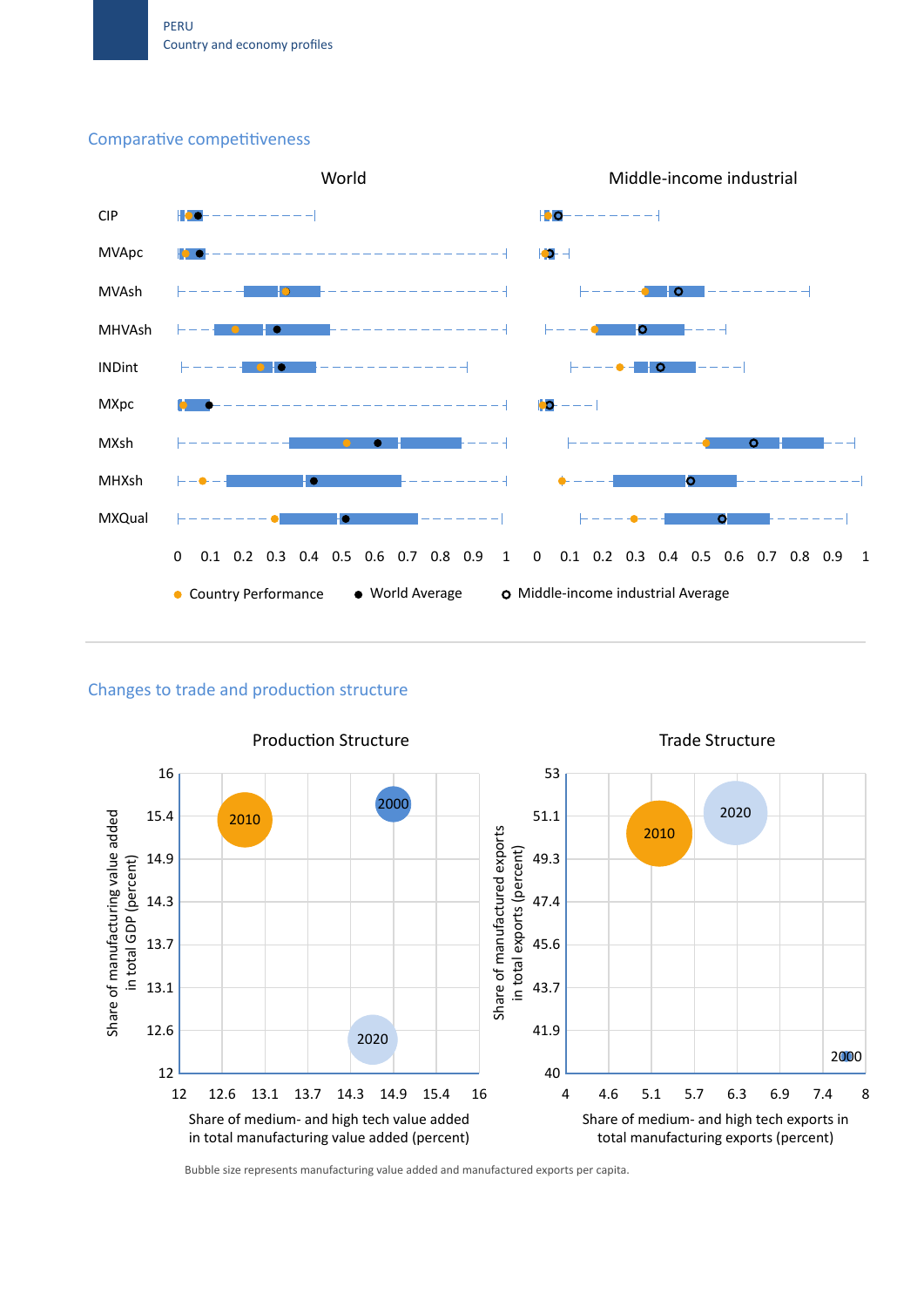## Comparative competitiveness

World

Middle-income industrial

CIP
MVApc
MVAsh
MHVAsh
INDint
MXpc
MXsh
MHXsh
MXQual

0 0.1 0.2 0.3 0.4 0.5 0.6 0.7 0.8 0.9 1

0 0.1 0.2 0.3 0.4 0.5 0.6 0.7 0.8 0.9 1

Country Performance
World Average
Middle-income industrial Average

## Changes to trade and production structure

Production Structure

Share of manufacturing value added in total GDP (percent)

16
15.4
14.9
14.3
13.7
13.1
12.6
12

2000
2010
2020

12 12.6 13.1 13.7 14.3 14.9 15.4 16

Share of medium- and high tech value added in total manufacturing value added (percent)

Trade Structure

Share of manufactured exports in total exports (percent)

53
51.1
49.3
47.4
45.6
43.7
41.9
40

2000
2010
2020

4 4.6 5.1 5.7 6.3 6.9 7.4 8

Share of medium- and high tech exports in total manufacturing exports (percent)

Bubble size represents manufacturing value added and manufactured exports per capita.